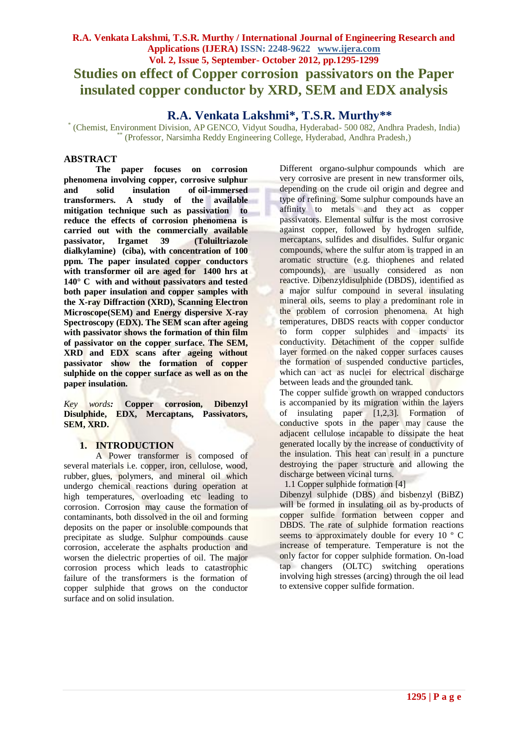# Studies on effect of Copper corrosion passivators on the Paper insulated copper conductor by XRD, SEM and EDX analysis

## R.A. Venkata Lakshmi*, T.S.R. Murthy**

* (Chemist, Environment Division, AP GENCO, Vidyut Soudha, Hyderabad- 500 082, Andhra Pradesh, India)
** (Professor, Narsimha Reddy Engineering College, Hyderabad, Andhra Pradesh,)

## ABSTRACT

**The paper focuses on corrosion phenomena involving copper, corrosive sulphur and solid insulation of oil-immersed transformers. A study of the available mitigation technique such as passivation to reduce the effects of corrosion phenomena is carried out with the commercially available passivator, Irgamet 39 (Toluiltriazole dialkylamine) (ciba), with concentration of 100 ppm. The paper insulated copper conductors with transformer oil are aged for 1400 hrs at 140° C with and without passivators and tested both paper insulation and copper samples with the X-ray Diffraction (XRD), Scanning Electron Microscope(SEM) and Energy dispersive X-ray Spectroscopy (EDX). The SEM scan after ageing with passivator shows the formation of thin film of passivator on the copper surface. The SEM, XRD and EDX scans after ageing without passivator show the formation of copper sulphide on the copper surface as well as on the paper insulation.**

*Key words:* **Copper corrosion, Dibenzyl Disulphide, EDX, Mercaptans, Passivators, SEM, XRD.**

## 1. INTRODUCTION

A Power transformer is composed of several materials i.e. copper, iron, cellulose, wood, rubber, glues, polymers, and mineral oil which undergo chemical reactions during operation at high temperatures, overloading etc leading to corrosion. Corrosion may cause the formation of contaminants, both dissolved in the oil and forming deposits on the paper or insoluble compounds that precipitate as sludge. Sulphur compounds cause corrosion, accelerate the asphalts production and worsen the dielectric properties of oil. The major corrosion process which leads to catastrophic failure of the transformers is the formation of copper sulphide that grows on the conductor surface and on solid insulation.

Different organo-sulphur compounds which are very corrosive are present in new transformer oils, depending on the crude oil origin and degree and type of refining. Some sulphur compounds have an affinity to metals and they act as copper passivators. Elemental sulfur is the most corrosive against copper, followed by hydrogen sulfide, mercaptans, sulfides and disulfides. Sulfur organic compounds, where the sulfur atom is trapped in an aromatic structure (e.g. thiophenes and related compounds), are usually considered as non reactive. Dibenzyldisulphide (DBDS), identified as a major sulfur compound in several insulating mineral oils, seems to play a predominant role in the problem of corrosion phenomena. At high temperatures, DBDS reacts with copper conductor to form copper sulphides and impacts its conductivity. Detachment of the copper sulfide layer formed on the naked copper surfaces causes the formation of suspended conductive particles, which can act as nuclei for electrical discharge between leads and the grounded tank.

The copper sulfide growth on wrapped conductors is accompanied by its migration within the layers of insulating paper [1,2,3]. Formation of conductive spots in the paper may cause the adjacent cellulose incapable to dissipate the heat generated locally by the increase of conductivity of the insulation. This heat can result in a puncture destroying the paper structure and allowing the discharge between vicinal turns.

1.1 Copper sulphide formation [4]

Dibenzyl sulphide (DBS) and bisbenzyl (BiBZ) will be formed in insulating oil as by-products of copper sulfide formation between copper and DBDS. The rate of sulphide formation reactions seems to approximately double for every 10 º C increase of temperature. Temperature is not the only factor for copper sulphide formation. On-load tap changers (OLTC) switching operations involving high stresses (arcing) through the oil lead to extensive copper sulfide formation.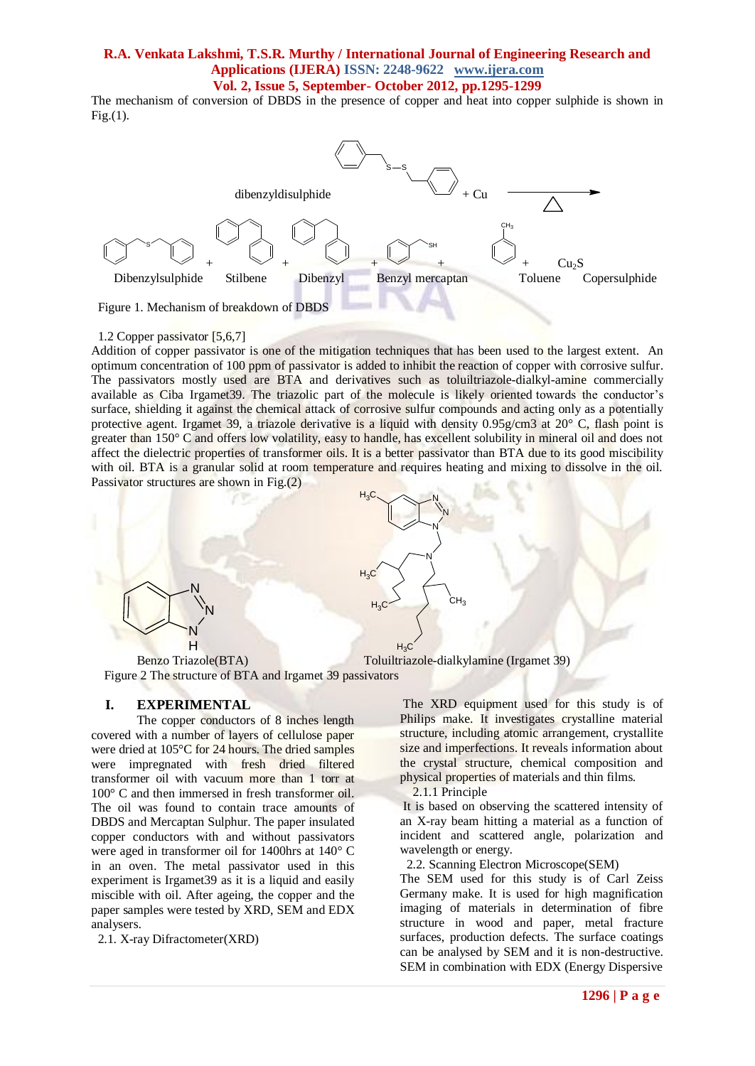The mechanism of conversion of DBDS in the presence of copper and heat into copper sulphide is shown in Fig.(1).

dibenzyldisulphide + Cu → Δ

Dibenzylsulphide + Stilbene + Dibenzyl + Benzyl mercaptan + Toluene + $Cu_2S$ Copersulphide

Figure 1. Mechanism of breakdown of DBDS

1.2 Copper passivator [5,6,7]

Addition of copper passivator is one of the mitigation techniques that has been used to the largest extent. An optimum concentration of 100 ppm of passivator is added to inhibit the reaction of copper with corrosive sulfur. The passivators mostly used are BTA and derivatives such as toluiltriazole-dialkyl-amine commercially available as Ciba Irgamet39. The triazolic part of the molecule is likely oriented towards the conductor's surface, shielding it against the chemical attack of corrosive sulfur compounds and acting only as a potentially protective agent. Irgamet 39, a triazole derivative is a liquid with density 0.95g/cm3 at 20° C, flash point is greater than 150° C and offers low volatility, easy to handle, has excellent solubility in mineral oil and does not affect the dielectric properties of transformer oils. It is a better passivator than BTA due to its good miscibility with oil. BTA is a granular solid at room temperature and requires heating and mixing to dissolve in the oil. Passivator structures are shown in Fig.(2)

Benzo Triazole(BTA) Toluiltriazole-dialkylamine (Irgamet 39)

Figure 2 The structure of BTA and Irgamet 39 passivators

## I. EXPERIMENTAL

The copper conductors of 8 inches length covered with a number of layers of cellulose paper were dried at 105°C for 24 hours. The dried samples were impregnated with fresh dried filtered transformer oil with vacuum more than 1 torr at 100° C and then immersed in fresh transformer oil. The oil was found to contain trace amounts of DBDS and Mercaptan Sulphur. The paper insulated copper conductors with and without passivators were aged in transformer oil for 1400hrs at 140° C in an oven. The metal passivator used in this experiment is Irgamet39 as it is a liquid and easily miscible with oil. After ageing, the copper and the paper samples were tested by XRD, SEM and EDX analysers.

2.1. X-ray Difractometer(XRD)

The XRD equipment used for this study is of Philips make. It investigates crystalline material structure, including atomic arrangement, crystallite size and imperfections. It reveals information about the crystal structure, chemical composition and physical properties of materials and thin films.

2.1.1 Principle

It is based on observing the scattered intensity of an X-ray beam hitting a material as a function of incident and scattered angle, polarization and wavelength or energy.

2.2. Scanning Electron Microscope(SEM)

The SEM used for this study is of Carl Zeiss Germany make. It is used for high magnification imaging of materials in determination of fibre structure in wood and paper, metal fracture surfaces, production defects. The surface coatings can be analysed by SEM and it is non-destructive. SEM in combination with EDX (Energy Dispersive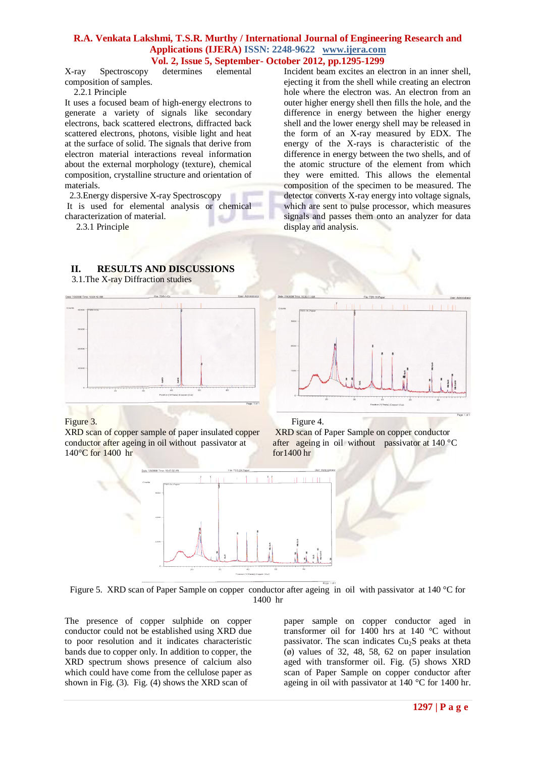X-ray Spectroscopy determines elemental composition of samples.

2.2.1 Principle

It uses a focused beam of high-energy electrons to generate a variety of signals like secondary electrons, back scattered electrons, diffracted back scattered electrons, photons, visible light and heat at the surface of solid. The signals that derive from electron material interactions reveal information about the external morphology (texture), chemical composition, crystalline structure and orientation of materials.

2.3.Energy dispersive X-ray Spectroscopy

It is used for elemental analysis or chemical characterization of material.

2.3.1 Principle

Incident beam excites an electron in an inner shell, ejecting it from the shell while creating an electron hole where the electron was. An electron from an outer higher energy shell then fills the hole, and the difference in energy between the higher energy shell and the lower energy shell may be released in the form of an X-ray measured by EDX. The energy of the X-rays is characteristic of the difference in energy between the two shells, and of the atomic structure of the element from which they were emitted. This allows the elemental composition of the specimen to be measured. The detector converts X-ray energy into voltage signals, which are sent to pulse processor, which measures signals and passes them onto an analyzer for data display and analysis.

## II. RESULTS AND DISCUSSIONS

3.1.The X-ray Diffraction studies

Figure 3.
XRD scan of copper sample of paper insulated copper conductor after ageing in oil without passivator at 140°C for 1400 hr

Figure 4.
XRD scan of Paper Sample on copper conductor after ageing in oil without passivator at 140 °C for1400 hr

Figure 5. XRD scan of Paper Sample on copper conductor after ageing in oil with passivator at 140 °C for 1400 hr

The presence of copper sulphide on copper conductor could not be established using XRD due to poor resolution and it indicates characteristic bands due to copper only. In addition to copper, the XRD spectrum shows presence of calcium also which could have come from the cellulose paper as shown in Fig. (3). Fig. (4) shows the XRD scan of paper sample on copper conductor aged in transformer oil for 1400 hrs at 140 °C without passivator. The scan indicates $Cu_2S$ peaks at theta (ø) values of 32, 48, 58, 62 on paper insulation aged with transformer oil. Fig. (5) shows XRD scan of Paper Sample on copper conductor after ageing in oil with passivator at 140 °C for 1400 hr.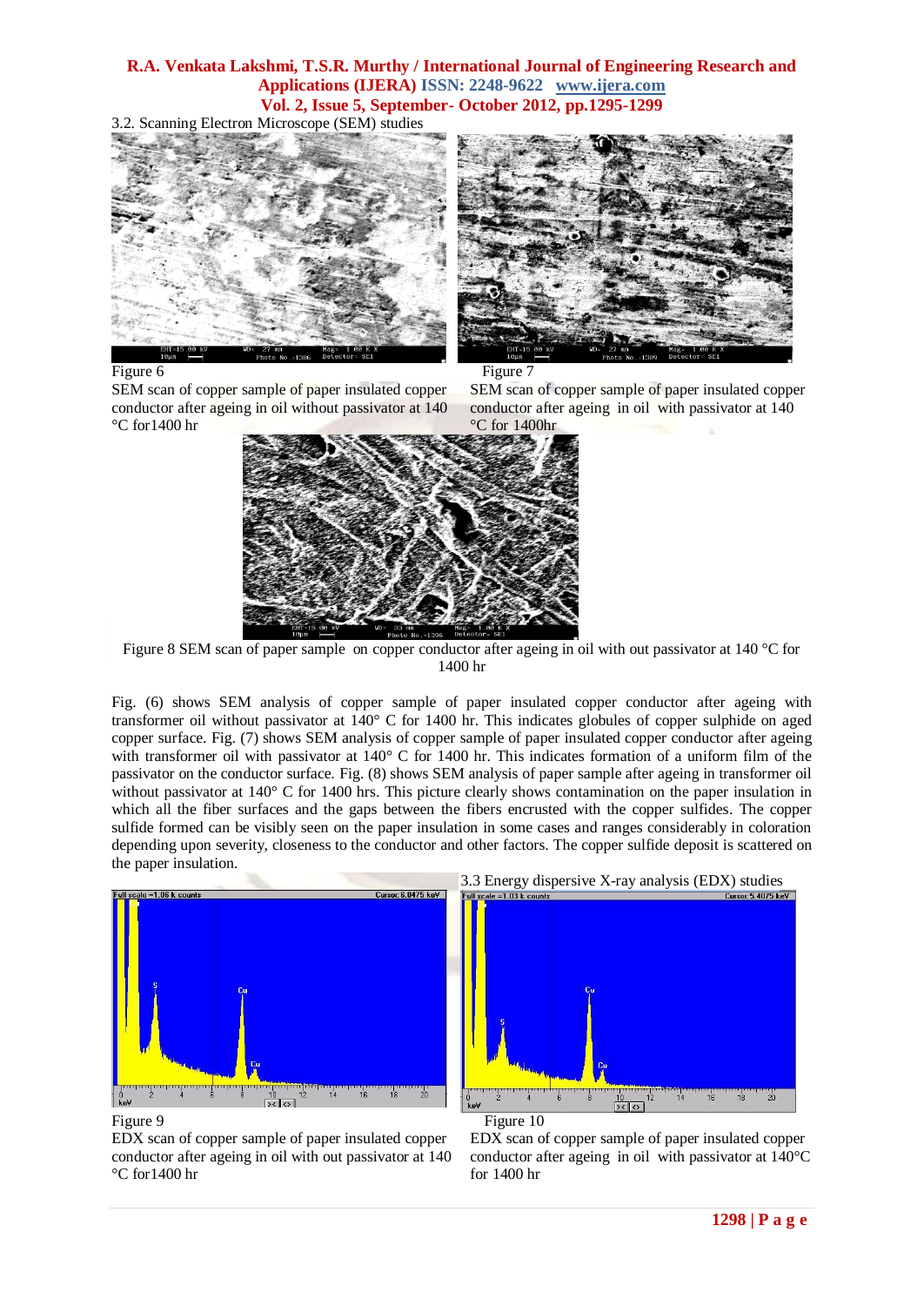3.2. Scanning Electron Microscope (SEM) studies

Figure 6

SEM scan of copper sample of paper insulated copper conductor after ageing in oil without passivator at 140 °C for1400 hr

Figure 7

SEM scan of copper sample of paper insulated copper conductor after ageing in oil with passivator at 140 °C for 1400hr

Figure 8 SEM scan of paper sample on copper conductor after ageing in oil with out passivator at 140 °C for 1400 hr

Fig. (6) shows SEM analysis of copper sample of paper insulated copper conductor after ageing with transformer oil without passivator at 140° C for 1400 hr. This indicates globules of copper sulphide on aged copper surface. Fig. (7) shows SEM analysis of copper sample of paper insulated copper conductor after ageing with transformer oil with passivator at 140° C for 1400 hr. This indicates formation of a uniform film of the passivator on the conductor surface. Fig. (8) shows SEM analysis of paper sample after ageing in transformer oil without passivator at 140° C for 1400 hrs. This picture clearly shows contamination on the paper insulation in which all the fiber surfaces and the gaps between the fibers encrusted with the copper sulfides. The copper sulfide formed can be visibly seen on the paper insulation in some cases and ranges considerably in coloration depending upon severity, closeness to the conductor and other factors. The copper sulfide deposit is scattered on the paper insulation.

3.3 Energy dispersive X-ray analysis (EDX) studies

Figure 9

EDX scan of copper sample of paper insulated copper conductor after ageing in oil with out passivator at 140 °C for1400 hr

Figure 10

EDX scan of copper sample of paper insulated copper conductor after ageing in oil with passivator at 140°C for 1400 hr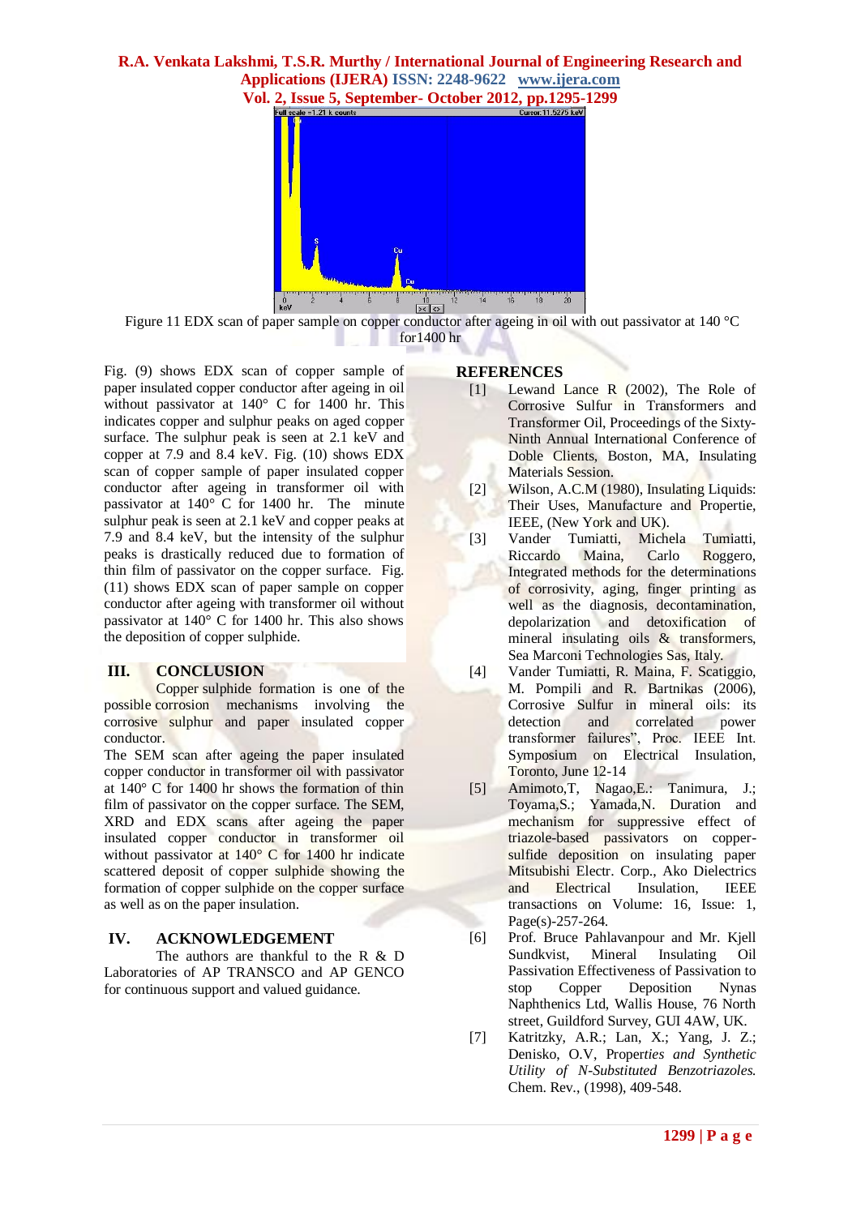Full scale =1.21 k counts Cursor: 11.5275 keV

S
Cu
Cu

0 2 4 6 8 10 12 14 16 18 20
keV

Figure 11 EDX scan of paper sample on copper conductor after ageing in oil with out passivator at 140 °C for1400 hr

Fig. (9) shows EDX scan of copper sample of paper insulated copper conductor after ageing in oil without passivator at 140° C for 1400 hr. This indicates copper and sulphur peaks on aged copper surface. The sulphur peak is seen at 2.1 keV and copper at 7.9 and 8.4 keV. Fig. (10) shows EDX scan of copper sample of paper insulated copper conductor after ageing in transformer oil with passivator at 140° C for 1400 hr. The minute sulphur peak is seen at 2.1 keV and copper peaks at 7.9 and 8.4 keV, but the intensity of the sulphur peaks is drastically reduced due to formation of thin film of passivator on the copper surface. Fig. (11) shows EDX scan of paper sample on copper conductor after ageing with transformer oil without passivator at 140° C for 1400 hr. This also shows the deposition of copper sulphide.

## III. CONCLUSION

Copper sulphide formation is one of the possible corrosion mechanisms involving the corrosive sulphur and paper insulated copper conductor.

The SEM scan after ageing the paper insulated copper conductor in transformer oil with passivator at 140° C for 1400 hr shows the formation of thin film of passivator on the copper surface. The SEM, XRD and EDX scans after ageing the paper insulated copper conductor in transformer oil without passivator at 140° C for 1400 hr indicate scattered deposit of copper sulphide showing the formation of copper sulphide on the copper surface as well as on the paper insulation.

## IV. ACKNOWLEDGEMENT

The authors are thankful to the R & D Laboratories of AP TRANSCO and AP GENCO for continuous support and valued guidance.

## REFERENCES

[1] Lewand Lance R (2002), The Role of Corrosive Sulfur in Transformers and Transformer Oil, Proceedings of the Sixty-Ninth Annual International Conference of Doble Clients, Boston, MA, Insulating Materials Session.

[2] Wilson, A.C.M (1980), Insulating Liquids: Their Uses, Manufacture and Propertie, IEEE, (New York and UK).

[3] Vander Tumiatti, Michela Tumiatti, Riccardo Maina, Carlo Roggero, Integrated methods for the determinations of corrosivity, aging, finger printing as well as the diagnosis, decontamination, depolarization and detoxification of mineral insulating oils & transformers, Sea Marconi Technologies Sas, Italy.

[4] Vander Tumiatti, R. Maina, F. Scatiggio, M. Pompili and R. Bartnikas (2006), Corrosive Sulfur in mineral oils: its detection and correlated power transformer failures", Proc. IEEE Int. Symposium on Electrical Insulation, Toronto, June 12-14

[5] Amimoto,T, Nagao,E.: Tanimura, J.; Toyama,S.; Yamada,N. Duration and mechanism for suppressive effect of triazole-based passivators on copper-sulfide deposition on insulating paper Mitsubishi Electr. Corp., Ako Dielectrics and Electrical Insulation, IEEE transactions on Volume: 16, Issue: 1, Page(s)-257-264.

[6] Prof. Bruce Pahlavanpour and Mr. Kjell Sundkvist, Mineral Insulating Oil Passivation Effectiveness of Passivation to stop Copper Deposition Nynas Naphthenics Ltd, Wallis House, 76 North street, Guildford Survey, GUI 4AW, UK.

[7] Katritzky, A.R.; Lan, X.; Yang, J. Z.; Denisko, O.V, Propert*ies and Synthetic Utility of N-Substituted Benzotriazoles.* Chem. Rev., (1998), 409-548.